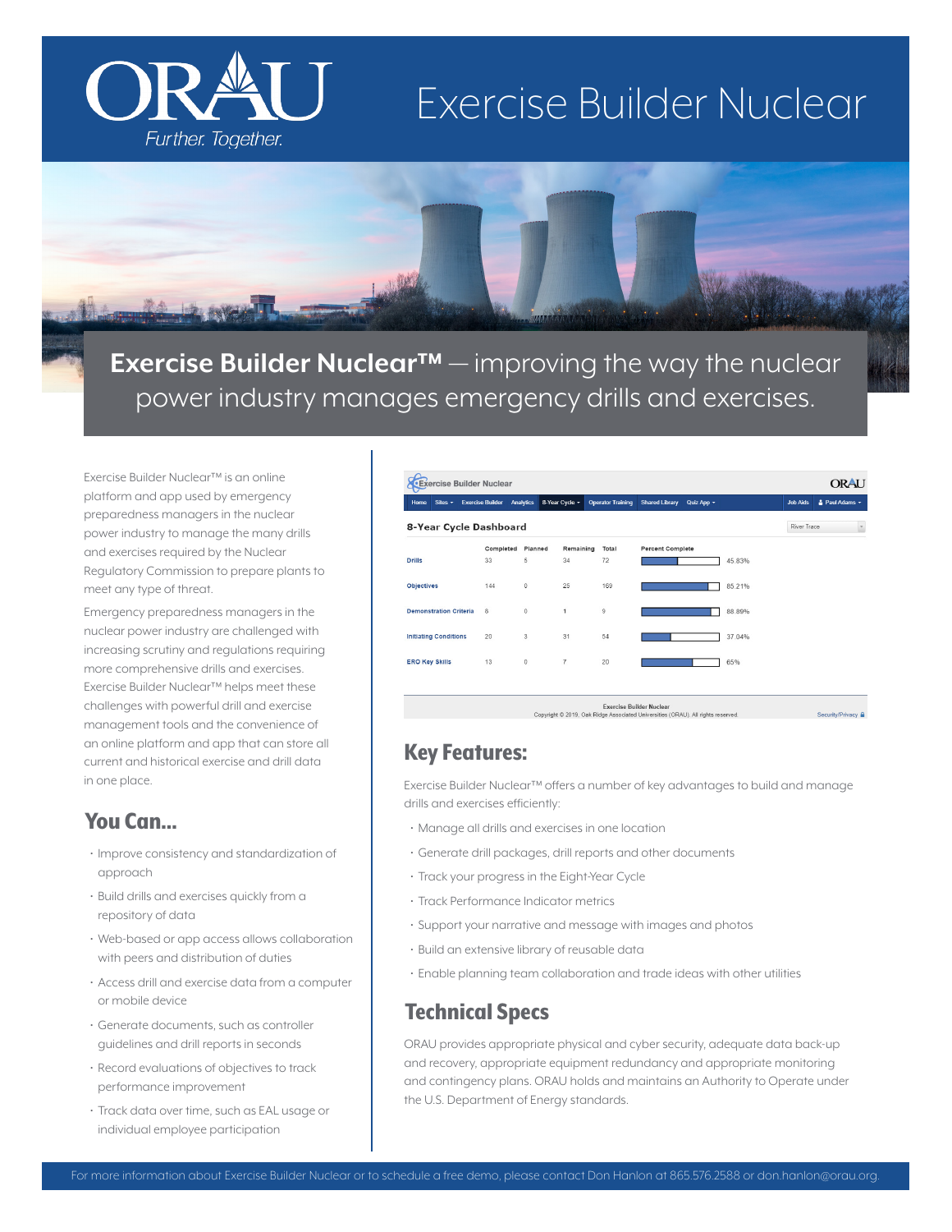# Exercise Builder Nuclear

**Exercise Builder Nuclear™** — improving the way the nuclear power industry manages emergency drills and exercises.

Exercise Builder Nuclear™ is an online platform and app used by emergency preparedness managers in the nuclear power industry to manage the many drills and exercises required by the Nuclear Regulatory Commission to prepare plants to meet any type of threat.

Emergency preparedness managers in the nuclear power industry are challenged with increasing scrutiny and regulations requiring more comprehensive drills and exercises. Exercise Builder Nuclear™ helps meet these challenges with powerful drill and exercise management tools and the convenience of an online platform and app that can store all current and historical exercise and drill data in one place.

## You Can...

- Improve consistency and standardization of approach
- Build drills and exercises quickly from a repository of data
- Web-based or app access allows collaboration with peers and distribution of duties
- Access drill and exercise data from a computer or mobile device
- Generate documents, such as controller guidelines and drill reports in seconds
- Record evaluations of objectives to track performance improvement
- Track data over time, such as EAL usage or individual employee participation

**8-Year Cycle Dashboard**

| | Completed | Planned | Remaining | Total | Percent Complete |
|---|---|---|---|---|---|
| Drills | 33 | 5 | 34 | 72 | 45.83% |
| Objectives | 144 | 0 | 25 | 169 | 85.21% |
| Demonstration Criteria | 8 | 0 | 1 | 9 | 88.89% |
| Initiating Conditions | 20 | 3 | 31 | 54 | 37.04% |
| ERO Key Skills | 13 | 0 | 7 | 20 | 65% |

## Key Features:

Exercise Builder Nuclear™ offers a number of key advantages to build and manage drills and exercises efficiently:

- Manage all drills and exercises in one location
- Generate drill packages, drill reports and other documents
- Track your progress in the Eight-Year Cycle
- Track Performance Indicator metrics
- Support your narrative and message with images and photos
- Build an extensive library of reusable data
- Enable planning team collaboration and trade ideas with other utilities

## Technical Specs

ORAU provides appropriate physical and cyber security, adequate data back-up and recovery, appropriate equipment redundancy and appropriate monitoring and contingency plans. ORAU holds and maintains an Authority to Operate under the U.S. Department of Energy standards.

For more information about Exercise Builder Nuclear or to schedule a free demo, please contact Don Hanlon at 865.576.2588 or don.hanlon@orau.org.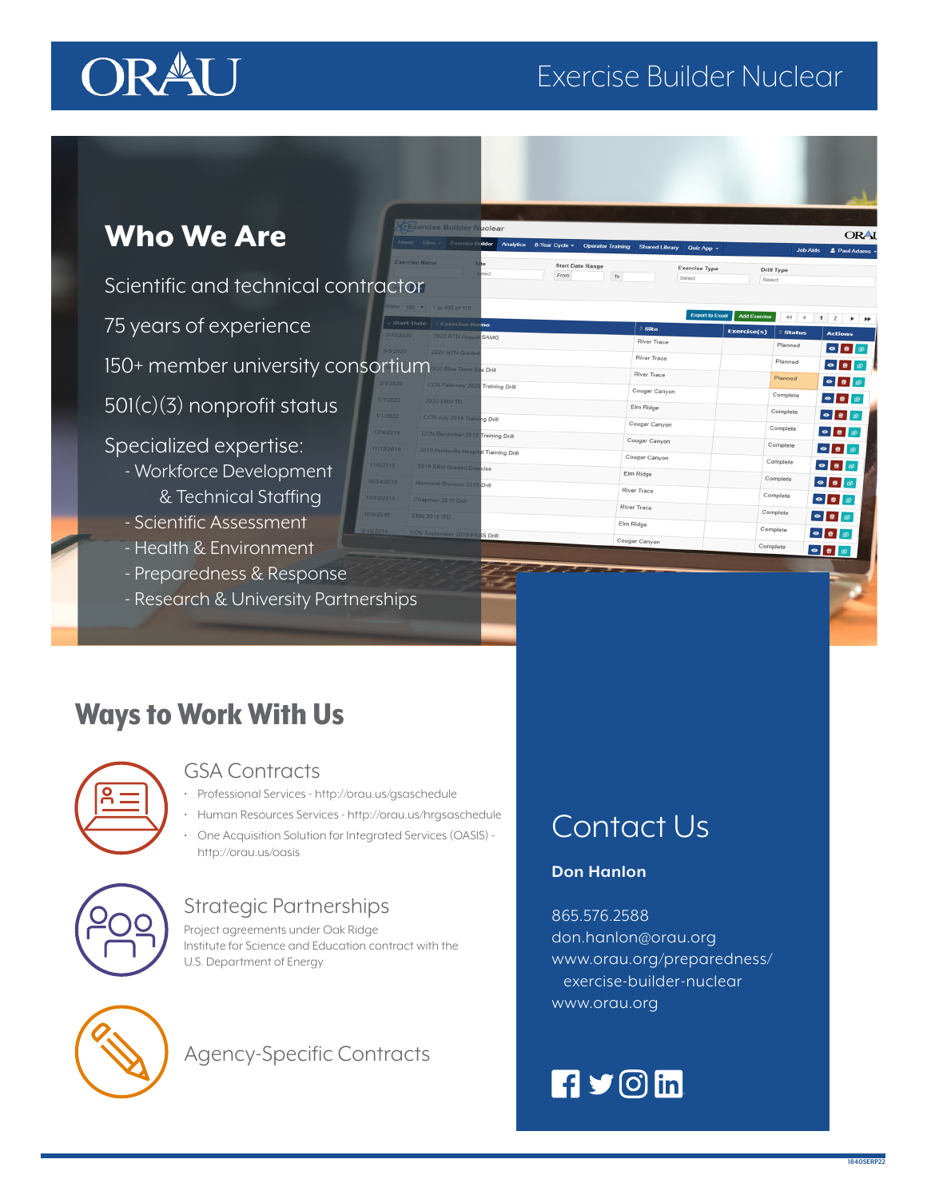# ORAU

# Exercise Builder Nuclear

## Who We Are

Scientific and technical contractor

75 years of experience

150+ member university consortium

501(c)(3) nonprofit status

Specialized expertise:

- Workforce Development & Technical Staffing
- Scientific Assessment
- Health & Environment
- Preparedness & Response
- Research & University Partnerships

## Ways to Work With Us

### GSA Contracts

- Professional Services - http://orau.us/gsaschedule
- Human Resources Services - http://orau.us/hrgsaschedule
- One Acquisition Solution for Integrated Services (OASIS) - http://orau.us/oasis

### Strategic Partnerships

Project agreements under Oak Ridge Institute for Science and Education contract with the U.S. Department of Energy

### Agency-Specific Contracts

## Contact Us

**Don Hanlon**

865.576.2588
don.hanlon@orau.org
www.orau.org/preparedness/exercise-builder-nuclear
www.orau.org

1840SERP22